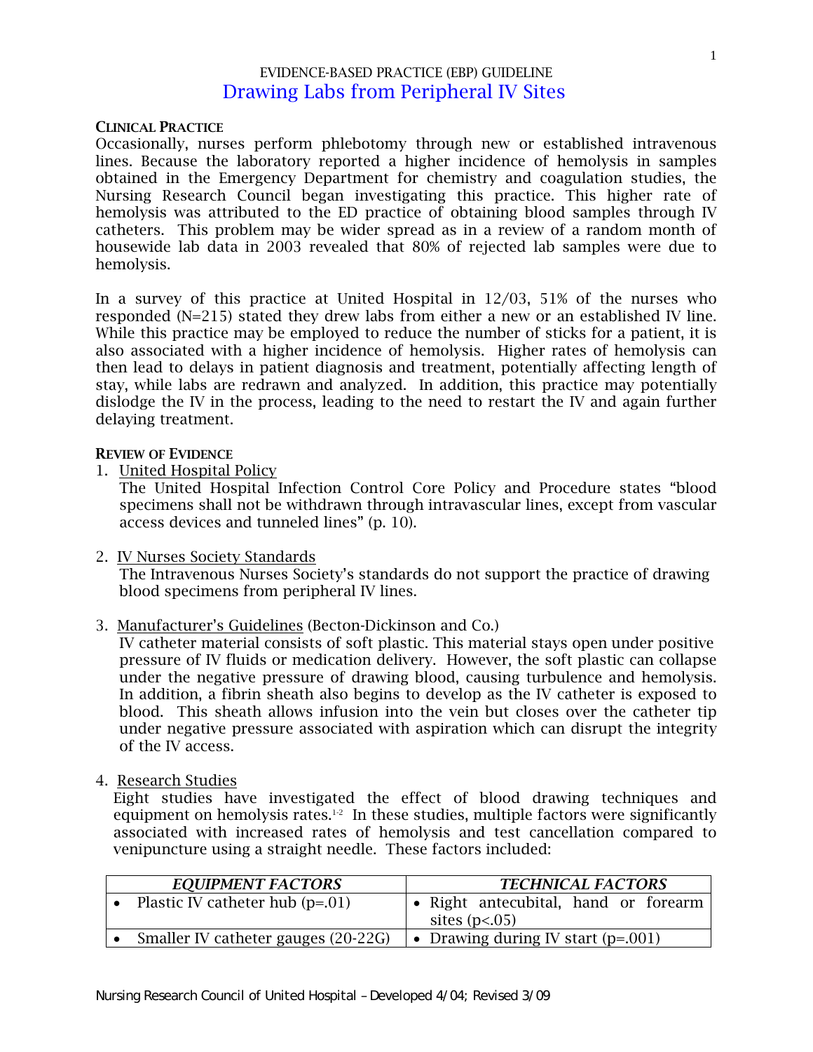EVIDENCE-BASED PRACTICE (EBP) GUIDELINE

# Drawing Labs from Peripheral IV Sites

## CLINICAL PRACTICE

Occasionally, nurses perform phlebotomy through new or established intravenous lines. Because the laboratory reported a higher incidence of hemolysis in samples obtained in the Emergency Department for chemistry and coagulation studies, the Nursing Research Council began investigating this practice. This higher rate of hemolysis was attributed to the ED practice of obtaining blood samples through IV catheters. This problem may be wider spread as in a review of a random month of housewide lab data in 2003 revealed that 80% of rejected lab samples were due to hemolysis.

In a survey of this practice at United Hospital in 12/03, 51% of the nurses who responded (N=215) stated they drew labs from either a new or an established IV line. While this practice may be employed to reduce the number of sticks for a patient, it is also associated with a higher incidence of hemolysis. Higher rates of hemolysis can then lead to delays in patient diagnosis and treatment, potentially affecting length of stay, while labs are redrawn and analyzed. In addition, this practice may potentially dislodge the IV in the process, leading to the need to restart the IV and again further delaying treatment.

## REVIEW OF EVIDENCE

1. United Hospital Policy
   The United Hospital Infection Control Core Policy and Procedure states "blood specimens shall not be withdrawn through intravascular lines, except from vascular access devices and tunneled lines" (p. 10).

2. IV Nurses Society Standards
   The Intravenous Nurses Society's standards do not support the practice of drawing blood specimens from peripheral IV lines.

3. Manufacturer's Guidelines (Becton-Dickinson and Co.)
   IV catheter material consists of soft plastic. This material stays open under positive pressure of IV fluids or medication delivery. However, the soft plastic can collapse under the negative pressure of drawing blood, causing turbulence and hemolysis. In addition, a fibrin sheath also begins to develop as the IV catheter is exposed to blood. This sheath allows infusion into the vein but closes over the catheter tip under negative pressure associated with aspiration which can disrupt the integrity of the IV access.

4. Research Studies
   Eight studies have investigated the effect of blood drawing techniques and equipment on hemolysis rates.[1-2] In these studies, multiple factors were significantly associated with increased rates of hemolysis and test cancellation compared to venipuncture using a straight needle. These factors included:

| *EQUIPMENT FACTORS* | *TECHNICAL FACTORS* |
|---|---|
| • Plastic IV catheter hub ($p=.01$) | • Right antecubital, hand or forearm sites ($p<.05$) |
| • Smaller IV catheter gauges (20-22G) | • Drawing during IV start ($p=.001$) |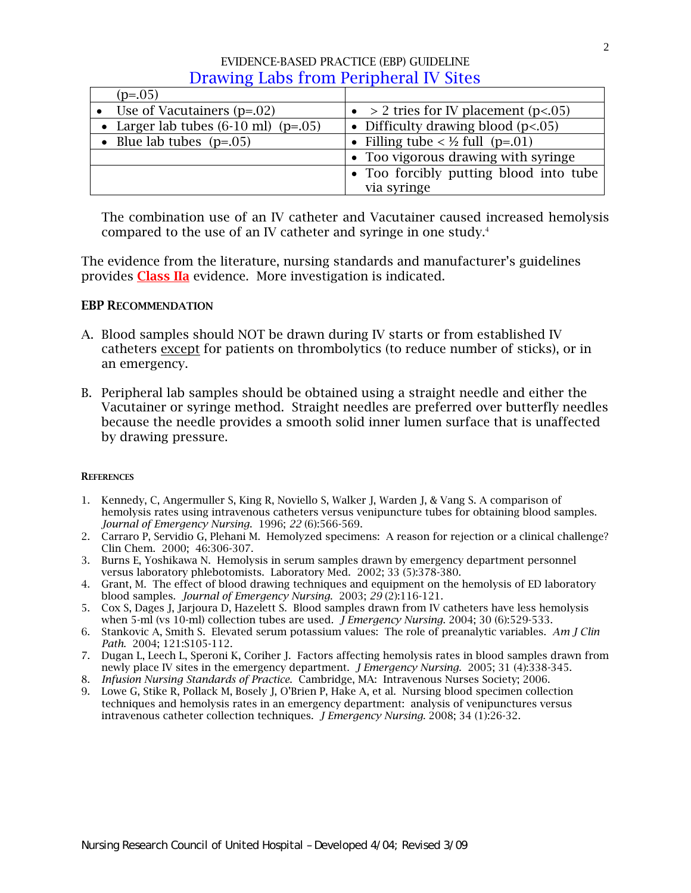EVIDENCE-BASED PRACTICE (EBP) GUIDELINE

## Drawing Labs from Peripheral IV Sites

| | |
|---|---|
| ($p$=.05) | |
| • Use of Vacutainers ($p$=.02) | • > 2 tries for IV placement ($p<.05$) |
| • Larger lab tubes (6-10 ml) ($p$=.05) | • Difficulty drawing blood ($p<.05$) |
| • Blue lab tubes ($p$=.05) | • Filling tube < ½ full ($p$=.01) |
| | • Too vigorous drawing with syringe |
| | • Too forcibly putting blood into tube via syringe |

The combination use of an IV catheter and Vacutainer caused increased hemolysis compared to the use of an IV catheter and syringe in one study.[4]

The evidence from the literature, nursing standards and manufacturer's guidelines provides **Class IIa** evidence. More investigation is indicated.

### EBP RECOMMENDATION

A. Blood samples should NOT be drawn during IV starts or from established IV catheters except for patients on thrombolytics (to reduce number of sticks), or in an emergency.

B. Peripheral lab samples should be obtained using a straight needle and either the Vacutainer or syringe method. Straight needles are preferred over butterfly needles because the needle provides a smooth solid inner lumen surface that is unaffected by drawing pressure.

### REFERENCES

1. Kennedy, C, Angermuller S, King R, Noviello S, Walker J, Warden J, & Vang S. A comparison of hemolysis rates using intravenous catheters versus venipuncture tubes for obtaining blood samples. *Journal of Emergency Nursing.* 1996; *22* (6):566-569.
2. Carraro P, Servidio G, Plehani M. Hemolyzed specimens: A reason for rejection or a clinical challenge? Clin Chem. 2000; 46:306-307.
3. Burns E, Yoshikawa N. Hemolysis in serum samples drawn by emergency department personnel versus laboratory phlebotomists. Laboratory Med. 2002; 33 (5):378-380.
4. Grant, M. The effect of blood drawing techniques and equipment on the hemolysis of ED laboratory blood samples. *Journal of Emergency Nursing.* 2003; *29* (2):116-121.
5. Cox S, Dages J, Jarjoura D, Hazelett S. Blood samples drawn from IV catheters have less hemolysis when 5-ml (vs 10-ml) collection tubes are used. *J Emergency Nursing.* 2004; 30 (6):529-533.
6. Stankovic A, Smith S. Elevated serum potassium values: The role of preanalytic variables. *Am J Clin Path.* 2004; 121:S105-112.
7. Dugan L, Leech L, Speroni K, Coriher J. Factors affecting hemolysis rates in blood samples drawn from newly place IV sites in the emergency department. *J Emergency Nursing.* 2005; 31 (4):338-345.
8. *Infusion Nursing Standards of Practice.* Cambridge, MA: Intravenous Nurses Society; 2006.
9. Lowe G, Stike R, Pollack M, Bosely J, O'Brien P, Hake A, et al. Nursing blood specimen collection techniques and hemolysis rates in an emergency department: analysis of venipunctures versus intravenous catheter collection techniques. *J Emergency Nursing.* 2008; 34 (1):26-32.

Nursing Research Council of United Hospital – Developed 4/04; Revised 3/09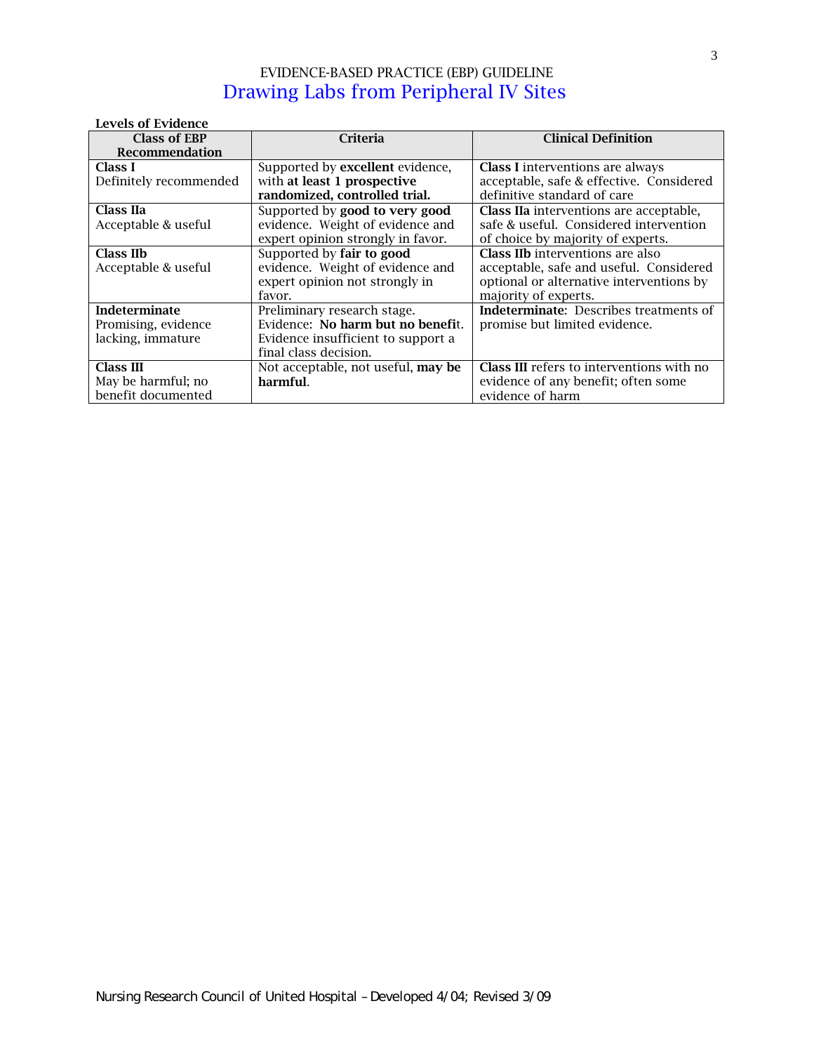EVIDENCE-BASED PRACTICE (EBP) GUIDELINE

# Drawing Labs from Peripheral IV Sites

**Levels of Evidence**

| Class of EBP Recommendation | Criteria | Clinical Definition |
| --- | --- | --- |
| **Class I** Definitely recommended | Supported by **excellent** evidence, with **at least 1 prospective randomized, controlled trial.** | **Class I** interventions are always acceptable, safe & effective. Considered definitive standard of care |
| **Class IIa** Acceptable & useful | Supported by **good to very good** evidence. Weight of evidence and expert opinion strongly in favor. | **Class IIa** interventions are acceptable, safe & useful. Considered intervention of choice by majority of experts. |
| **Class IIb** Acceptable & useful | Supported by **fair to good** evidence. Weight of evidence and expert opinion not strongly in favor. | **Class IIb** interventions are also acceptable, safe and useful. Considered optional or alternative interventions by majority of experts. |
| **Indeterminate** Promising, evidence lacking, immature | Preliminary research stage. Evidence: **No harm but no benefit**. Evidence insufficient to support a final class decision. | **Indeterminate**: Describes treatments of promise but limited evidence. |
| **Class III** May be harmful; no benefit documented | Not acceptable, not useful, **may be harmful**. | **Class III** refers to interventions with no evidence of any benefit; often some evidence of harm |